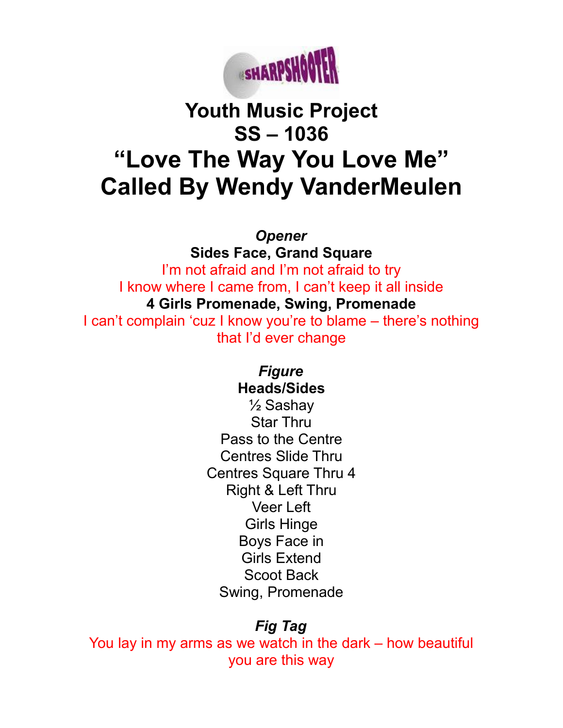# Youth Music Project
# SS – 1036
# "Love The Way You Love Me"
# Called By Wendy VanderMeulen

***Opener***

**Sides Face, Grand Square**

I'm not afraid and I'm not afraid to try
I know where I came from, I can't keep it all inside

**4 Girls Promenade, Swing, Promenade**

I can't complain 'cuz I know you're to blame – there's nothing that I'd ever change

***Figure***

**Heads/Sides**

½ Sashay
Star Thru
Pass to the Centre
Centres Slide Thru
Centres Square Thru 4
Right & Left Thru
Veer Left
Girls Hinge
Boys Face in
Girls Extend
Scoot Back
Swing, Promenade

***Fig Tag***

You lay in my arms as we watch in the dark – how beautiful you are this way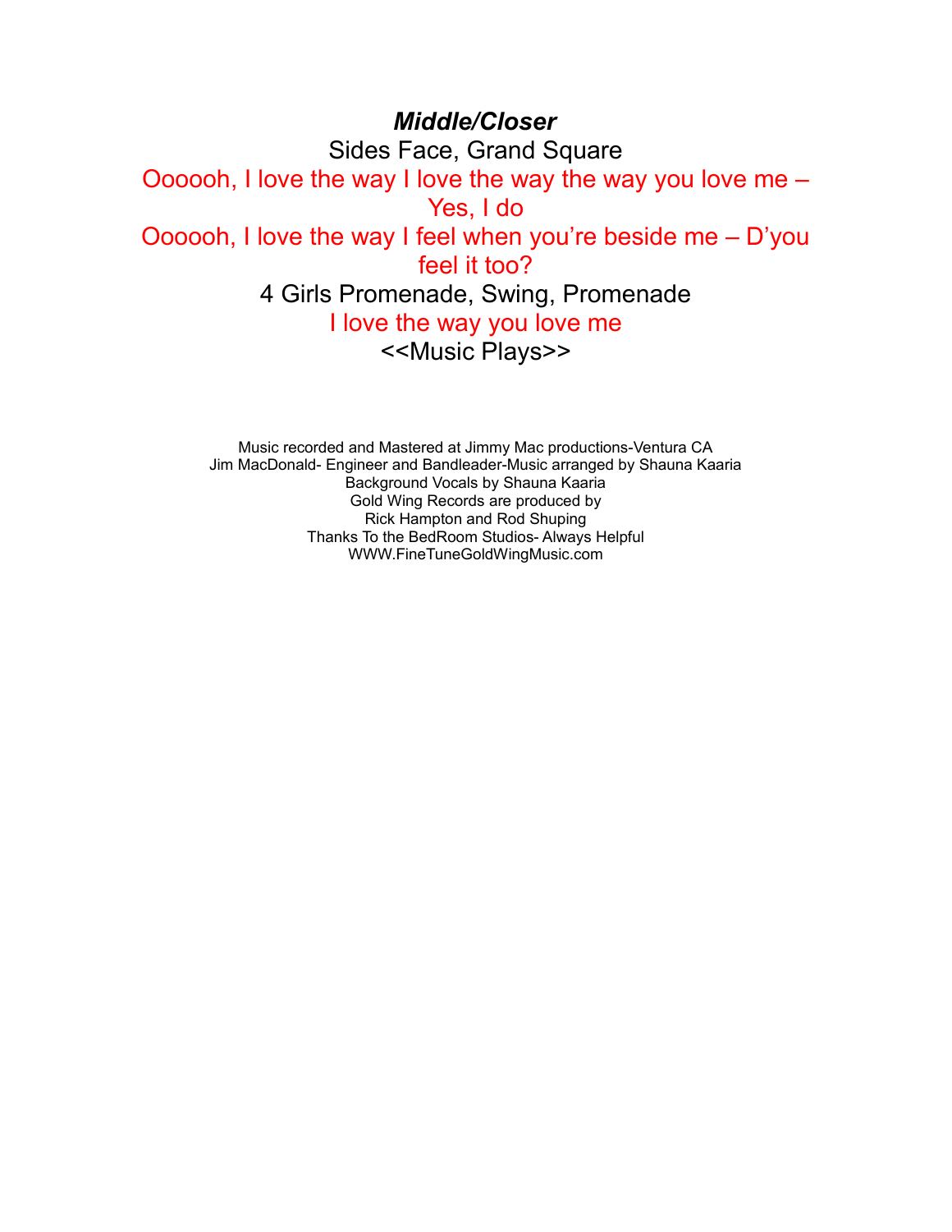***Middle/Closer***

Sides Face, Grand Square

Oooooh, I love the way I love the way the way you love me – Yes, I do

Oooooh, I love the way I feel when you're beside me – D'you feel it too?

4 Girls Promenade, Swing, Promenade

I love the way you love me

<<Music Plays>>

Music recorded and Mastered at Jimmy Mac productions-Ventura CA
Jim MacDonald- Engineer and Bandleader-Music arranged by Shauna Kaaria
Background Vocals by Shauna Kaaria
Gold Wing Records are produced by
Rick Hampton and Rod Shuping
Thanks To the BedRoom Studios- Always Helpful
WWW.FineTuneGoldWingMusic.com